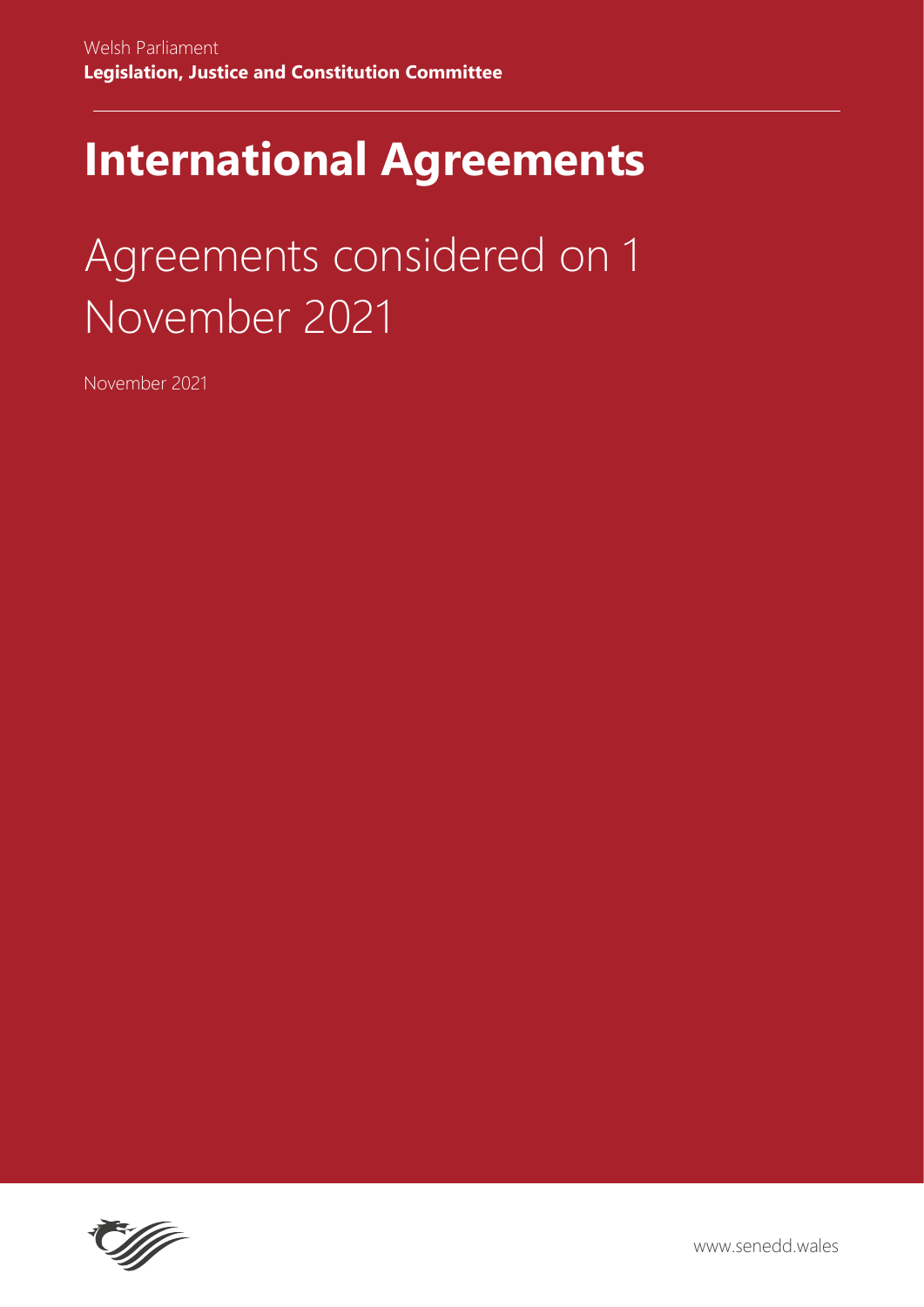Welsh Parliament
**Legislation, Justice and Constitution Committee**

# International Agreements

## Agreements considered on 1 November 2021

November 2021

www.senedd.wales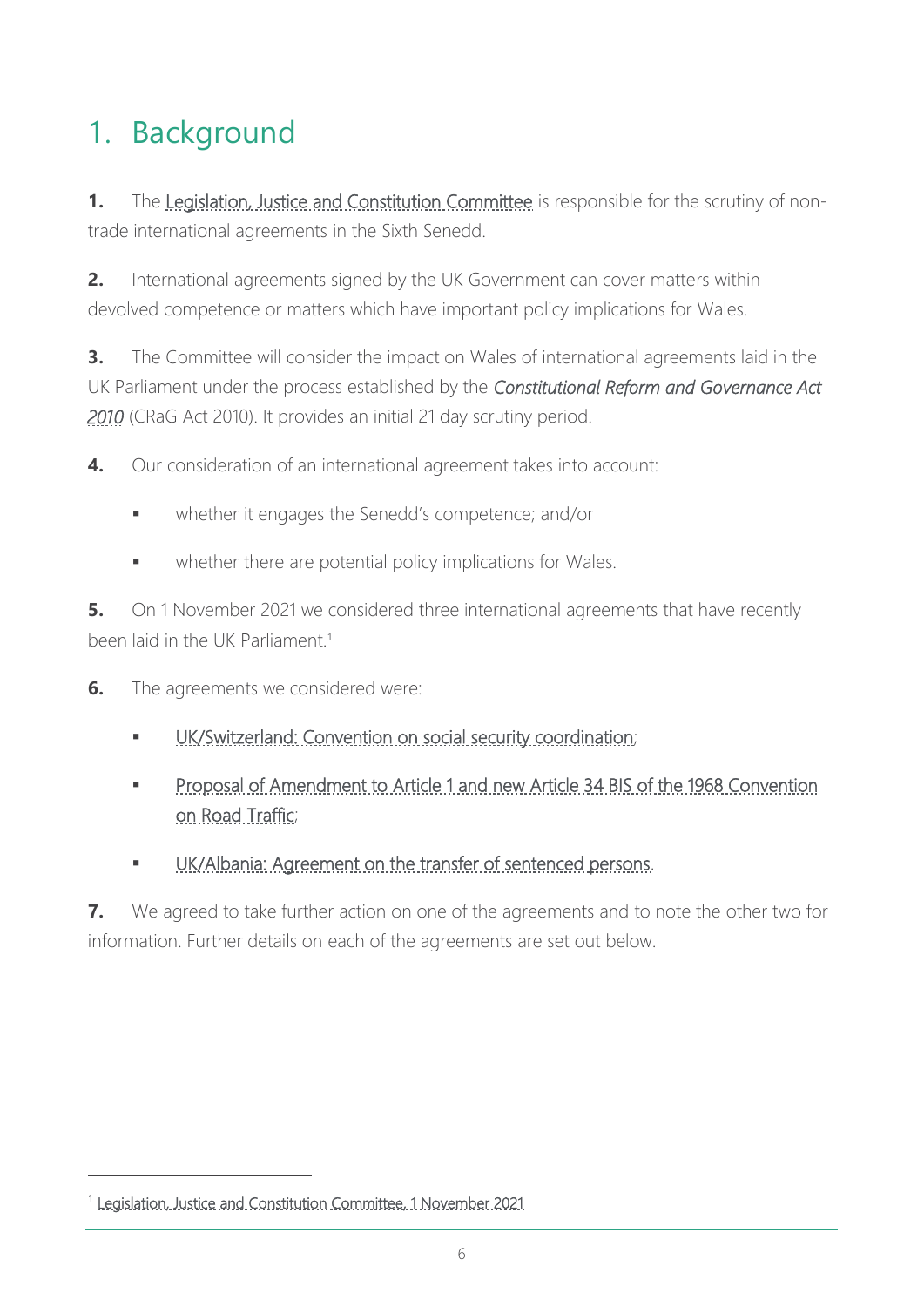# 1. Background

**1.** The Legislation, Justice and Constitution Committee is responsible for the scrutiny of non-trade international agreements in the Sixth Senedd.

**2.** International agreements signed by the UK Government can cover matters within devolved competence or matters which have important policy implications for Wales.

**3.** The Committee will consider the impact on Wales of international agreements laid in the UK Parliament under the process established by the *Constitutional Reform and Governance Act 2010* (CRaG Act 2010). It provides an initial 21 day scrutiny period.

**4.** Our consideration of an international agreement takes into account:

- whether it engages the Senedd's competence; and/or
- whether there are potential policy implications for Wales.

**5.** On 1 November 2021 we considered three international agreements that have recently been laid in the UK Parliament.[1]

**6.** The agreements we considered were:

- UK/Switzerland: Convention on social security coordination;
- Proposal of Amendment to Article 1 and new Article 34 BIS of the 1968 Convention on Road Traffic;
- UK/Albania: Agreement on the transfer of sentenced persons.

**7.** We agreed to take further action on one of the agreements and to note the other two for information. Further details on each of the agreements are set out below.

---

[1] Legislation, Justice and Constitution Committee, 1 November 2021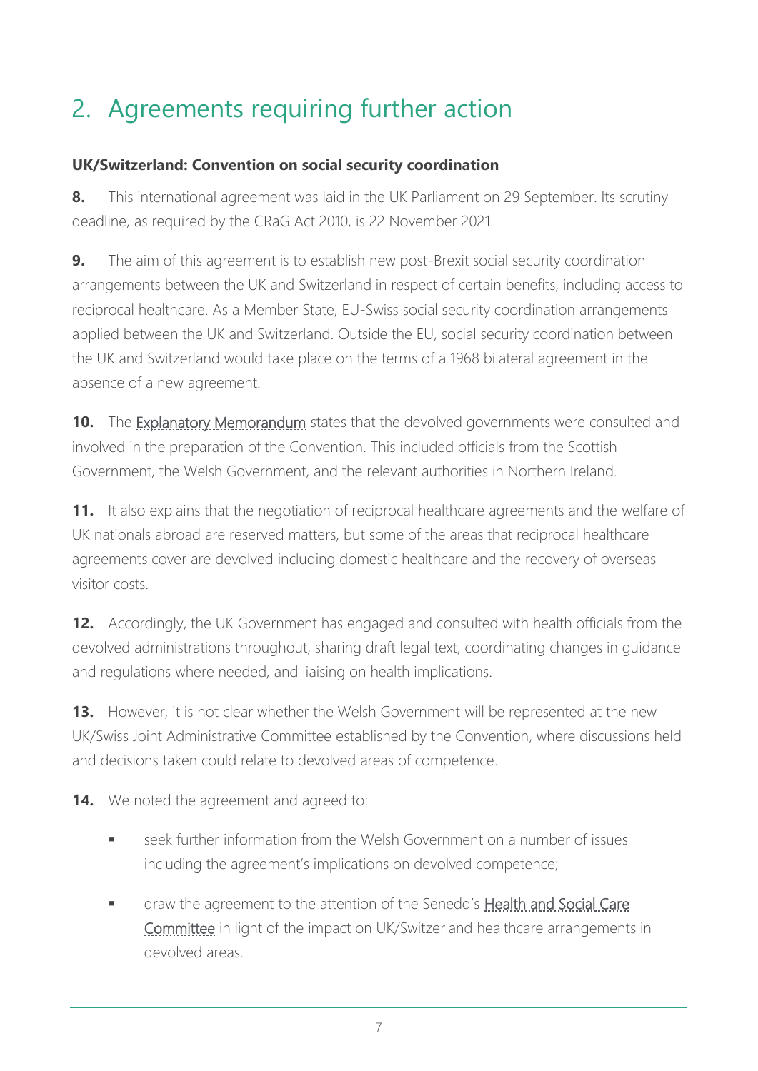## 2. Agreements requiring further action

**UK/Switzerland: Convention on social security coordination**

**8.** This international agreement was laid in the UK Parliament on 29 September. Its scrutiny deadline, as required by the CRaG Act 2010, is 22 November 2021.

**9.** The aim of this agreement is to establish new post-Brexit social security coordination arrangements between the UK and Switzerland in respect of certain benefits, including access to reciprocal healthcare. As a Member State, EU-Swiss social security coordination arrangements applied between the UK and Switzerland. Outside the EU, social security coordination between the UK and Switzerland would take place on the terms of a 1968 bilateral agreement in the absence of a new agreement.

**10.** The Explanatory Memorandum states that the devolved governments were consulted and involved in the preparation of the Convention. This included officials from the Scottish Government, the Welsh Government, and the relevant authorities in Northern Ireland.

**11.** It also explains that the negotiation of reciprocal healthcare agreements and the welfare of UK nationals abroad are reserved matters, but some of the areas that reciprocal healthcare agreements cover are devolved including domestic healthcare and the recovery of overseas visitor costs.

**12.** Accordingly, the UK Government has engaged and consulted with health officials from the devolved administrations throughout, sharing draft legal text, coordinating changes in guidance and regulations where needed, and liaising on health implications.

**13.** However, it is not clear whether the Welsh Government will be represented at the new UK/Swiss Joint Administrative Committee established by the Convention, where discussions held and decisions taken could relate to devolved areas of competence.

**14.** We noted the agreement and agreed to:

- seek further information from the Welsh Government on a number of issues including the agreement's implications on devolved competence;
- draw the agreement to the attention of the Senedd's Health and Social Care Committee in light of the impact on UK/Switzerland healthcare arrangements in devolved areas.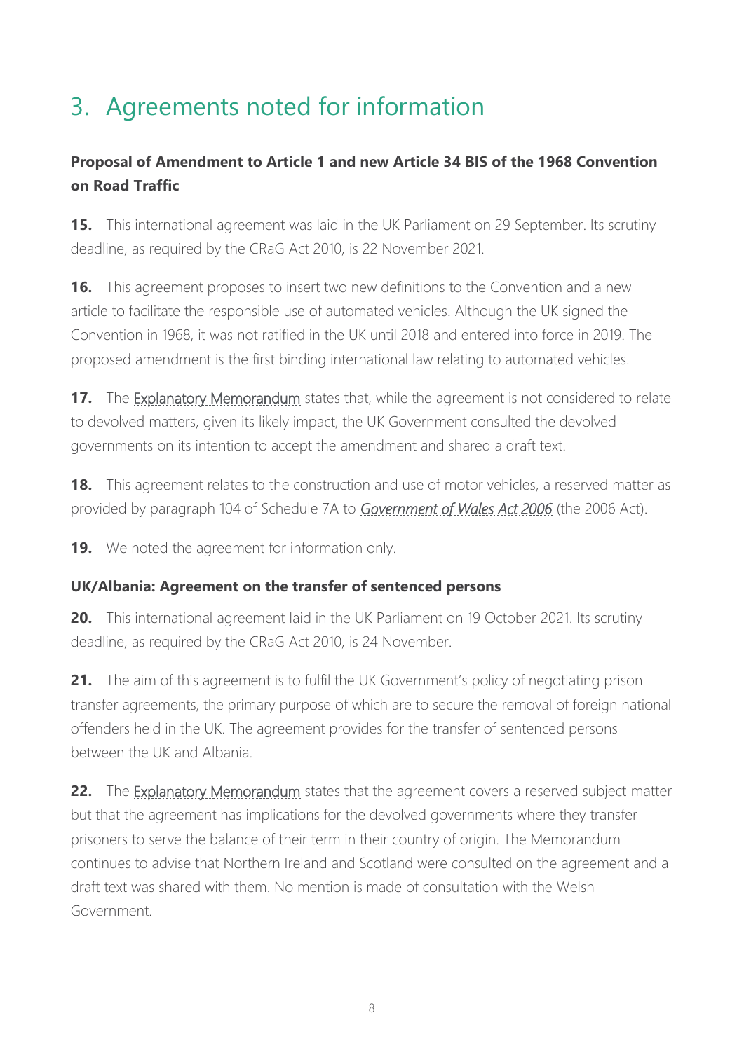# 3. Agreements noted for information

### Proposal of Amendment to Article 1 and new Article 34 BIS of the 1968 Convention on Road Traffic

**15.** This international agreement was laid in the UK Parliament on 29 September. Its scrutiny deadline, as required by the CRaG Act 2010, is 22 November 2021.

**16.** This agreement proposes to insert two new definitions to the Convention and a new article to facilitate the responsible use of automated vehicles. Although the UK signed the Convention in 1968, it was not ratified in the UK until 2018 and entered into force in 2019. The proposed amendment is the first binding international law relating to automated vehicles.

**17.** The Explanatory Memorandum states that, while the agreement is not considered to relate to devolved matters, given its likely impact, the UK Government consulted the devolved governments on its intention to accept the amendment and shared a draft text.

**18.** This agreement relates to the construction and use of motor vehicles, a reserved matter as provided by paragraph 104 of Schedule 7A to *Government of Wales Act 2006* (the 2006 Act).

**19.** We noted the agreement for information only.

### UK/Albania: Agreement on the transfer of sentenced persons

**20.** This international agreement laid in the UK Parliament on 19 October 2021. Its scrutiny deadline, as required by the CRaG Act 2010, is 24 November.

**21.** The aim of this agreement is to fulfil the UK Government's policy of negotiating prison transfer agreements, the primary purpose of which are to secure the removal of foreign national offenders held in the UK. The agreement provides for the transfer of sentenced persons between the UK and Albania.

**22.** The Explanatory Memorandum states that the agreement covers a reserved subject matter but that the agreement has implications for the devolved governments where they transfer prisoners to serve the balance of their term in their country of origin. The Memorandum continues to advise that Northern Ireland and Scotland were consulted on the agreement and a draft text was shared with them. No mention is made of consultation with the Welsh Government.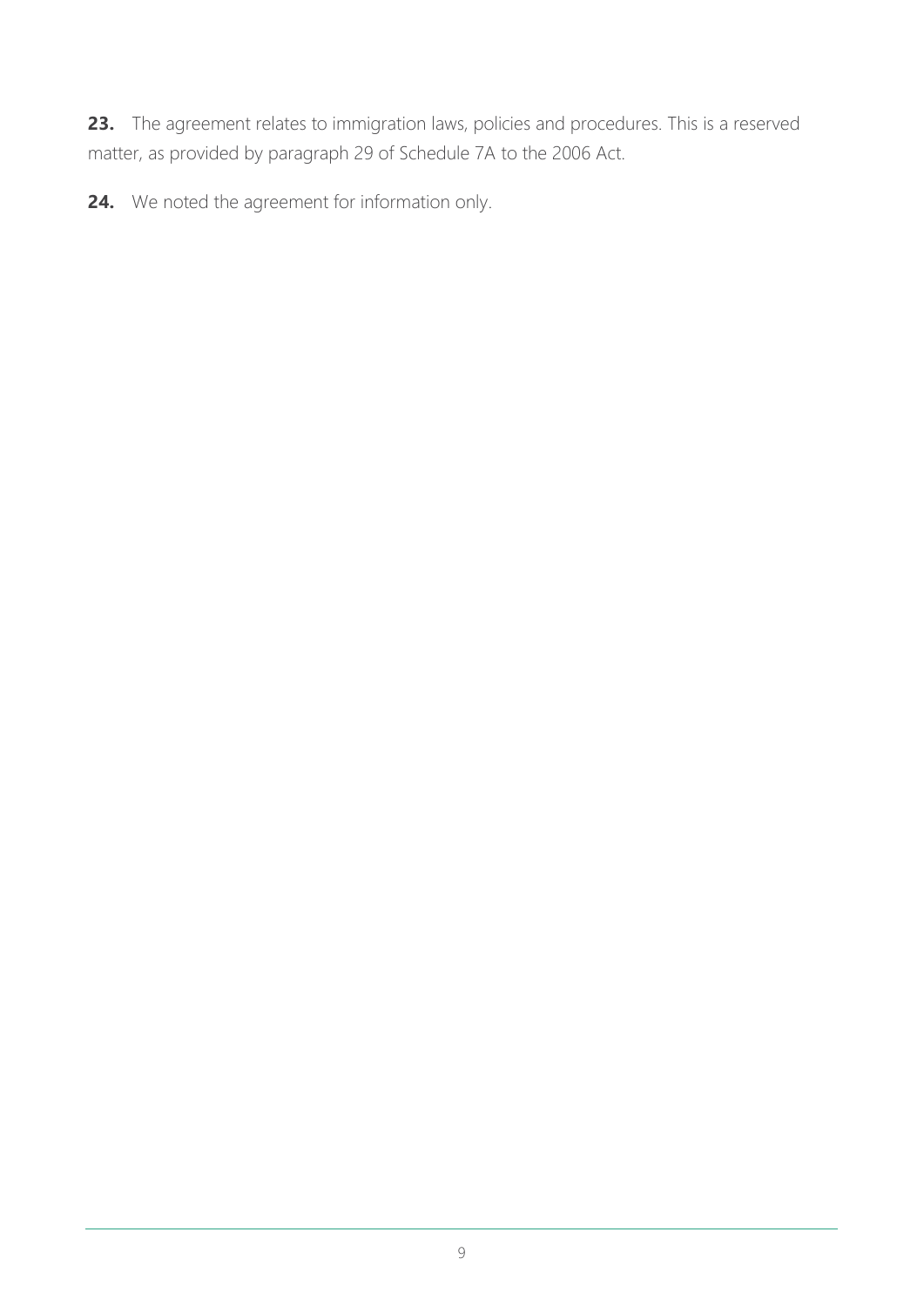**23.** The agreement relates to immigration laws, policies and procedures. This is a reserved matter, as provided by paragraph 29 of Schedule 7A to the 2006 Act.

**24.** We noted the agreement for information only.